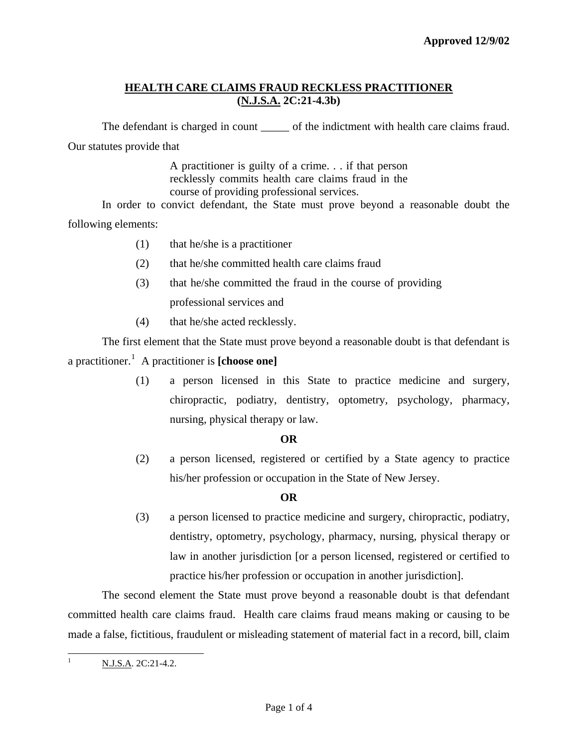**Approved 12/9/02**

## HEALTH CARE CLAIMS FRAUD RECKLESS PRACTITIONER (N.J.S.A. 2C:21-4.3b)

The defendant is charged in count _____ of the indictment with health care claims fraud. Our statutes provide that

> A practitioner is guilty of a crime. . . if that person recklessly commits health care claims fraud in the course of providing professional services.

In order to convict defendant, the State must prove beyond a reasonable doubt the following elements:

(1) that he/she is a practitioner

(2) that he/she committed health care claims fraud

(3) that he/she committed the fraud in the course of providing professional services and

(4) that he/she acted recklessly.

The first element that the State must prove beyond a reasonable doubt is that defendant is a practitioner.[1] A practitioner is **[choose one]**

(1) a person licensed in this State to practice medicine and surgery, chiropractic, podiatry, dentistry, optometry, psychology, pharmacy, nursing, physical therapy or law.

**OR**

(2) a person licensed, registered or certified by a State agency to practice his/her profession or occupation in the State of New Jersey.

**OR**

(3) a person licensed to practice medicine and surgery, chiropractic, podiatry, dentistry, optometry, psychology, pharmacy, nursing, physical therapy or law in another jurisdiction [or a person licensed, registered or certified to practice his/her profession or occupation in another jurisdiction].

The second element the State must prove beyond a reasonable doubt is that defendant committed health care claims fraud. Health care claims fraud means making or causing to be made a false, fictitious, fraudulent or misleading statement of material fact in a record, bill, claim

---

[1] N.J.S.A. 2C:21-4.2.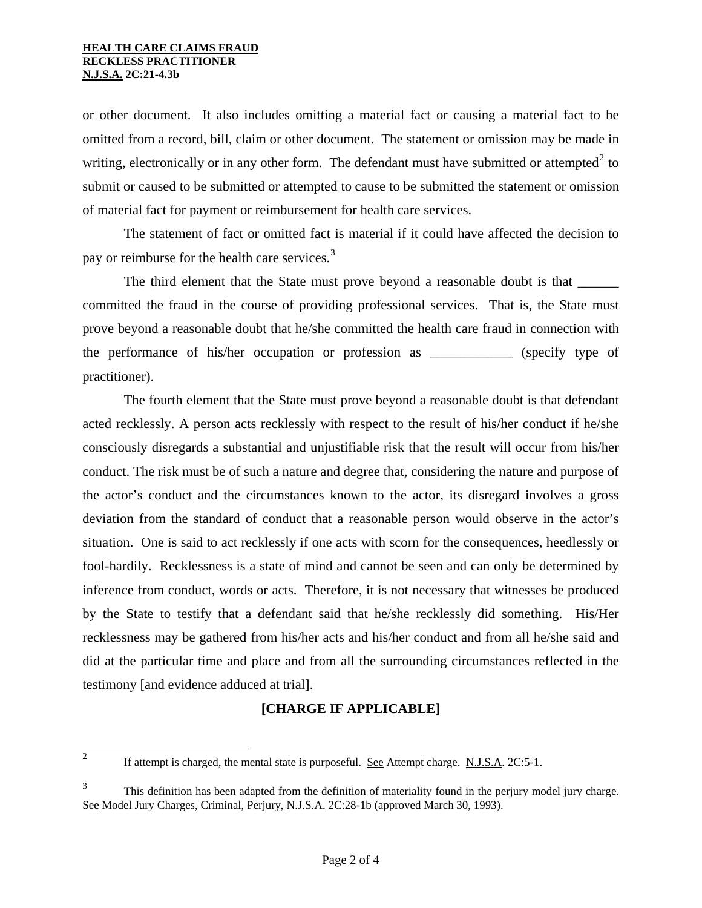or other document. It also includes omitting a material fact or causing a material fact to be omitted from a record, bill, claim or other document. The statement or omission may be made in writing, electronically or in any other form. The defendant must have submitted or attempted[2] to submit or caused to be submitted or attempted to cause to be submitted the statement or omission of material fact for payment or reimbursement for health care services.

The statement of fact or omitted fact is material if it could have affected the decision to pay or reimburse for the health care services.[3]

The third element that the State must prove beyond a reasonable doubt is that ______ committed the fraud in the course of providing professional services. That is, the State must prove beyond a reasonable doubt that he/she committed the health care fraud in connection with the performance of his/her occupation or profession as ____________ (specify type of practitioner).

The fourth element that the State must prove beyond a reasonable doubt is that defendant acted recklessly. A person acts recklessly with respect to the result of his/her conduct if he/she consciously disregards a substantial and unjustifiable risk that the result will occur from his/her conduct. The risk must be of such a nature and degree that, considering the nature and purpose of the actor's conduct and the circumstances known to the actor, its disregard involves a gross deviation from the standard of conduct that a reasonable person would observe in the actor's situation. One is said to act recklessly if one acts with scorn for the consequences, heedlessly or fool-hardily. Recklessness is a state of mind and cannot be seen and can only be determined by inference from conduct, words or acts. Therefore, it is not necessary that witnesses be produced by the State to testify that a defendant said that he/she recklessly did something. His/Her recklessness may be gathered from his/her acts and his/her conduct and from all he/she said and did at the particular time and place and from all the surrounding circumstances reflected in the testimony [and evidence adduced at trial].

**[CHARGE IF APPLICABLE]**

---

[2] If attempt is charged, the mental state is purposeful. See Attempt charge. N.J.S.A. 2C:5-1.

[3] This definition has been adapted from the definition of materiality found in the perjury model jury charge. See Model Jury Charges, Criminal, Perjury, N.J.S.A. 2C:28-1b (approved March 30, 1993).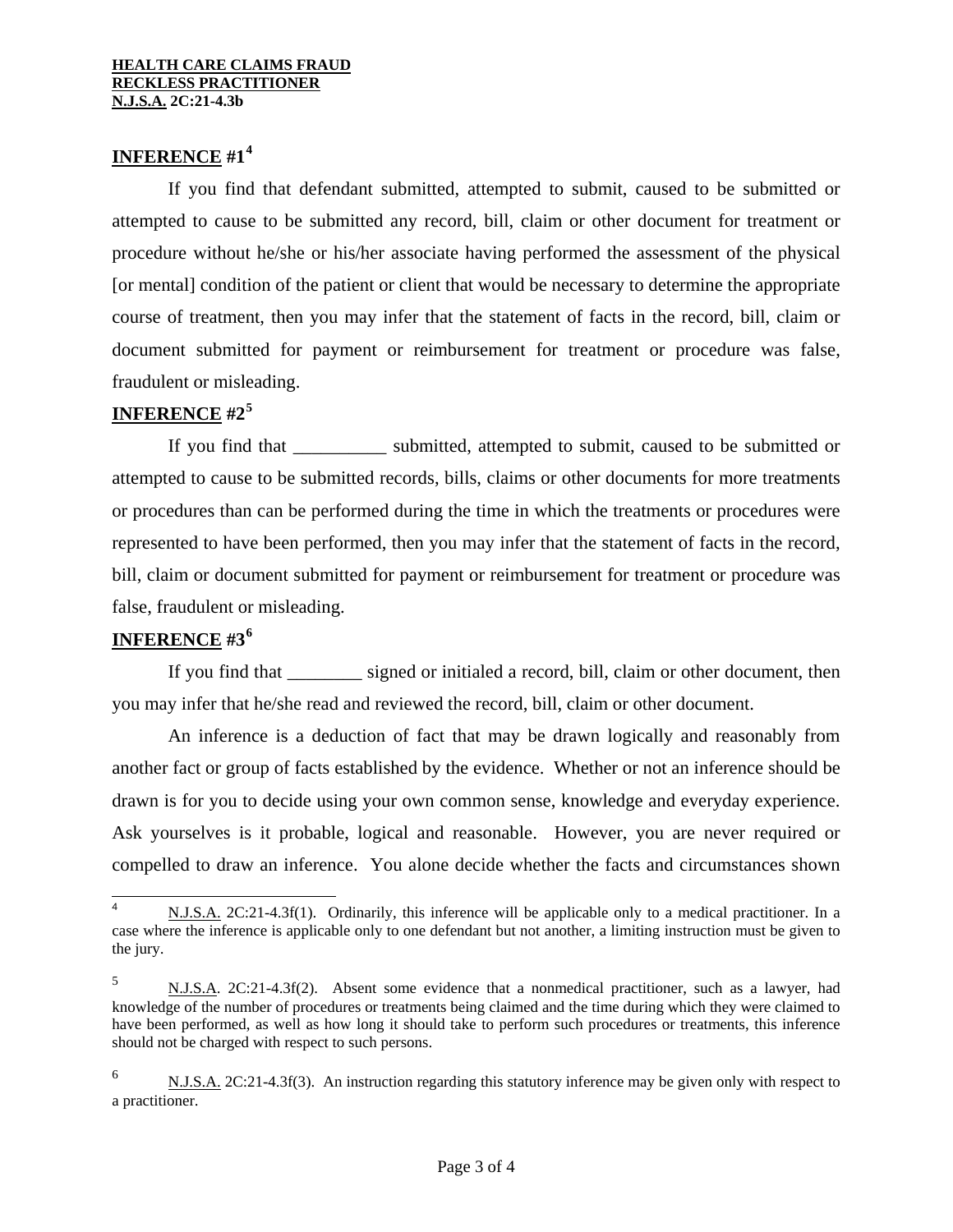**INFERENCE #1**[4]

If you find that defendant submitted, attempted to submit, caused to be submitted or attempted to cause to be submitted any record, bill, claim or other document for treatment or procedure without he/she or his/her associate having performed the assessment of the physical [or mental] condition of the patient or client that would be necessary to determine the appropriate course of treatment, then you may infer that the statement of facts in the record, bill, claim or document submitted for payment or reimbursement for treatment or procedure was false, fraudulent or misleading.

**INFERENCE #2**[5]

If you find that __________ submitted, attempted to submit, caused to be submitted or attempted to cause to be submitted records, bills, claims or other documents for more treatments or procedures than can be performed during the time in which the treatments or procedures were represented to have been performed, then you may infer that the statement of facts in the record, bill, claim or document submitted for payment or reimbursement for treatment or procedure was false, fraudulent or misleading.

**INFERENCE #3**[6]

If you find that ________ signed or initialed a record, bill, claim or other document, then you may infer that he/she read and reviewed the record, bill, claim or other document.

An inference is a deduction of fact that may be drawn logically and reasonably from another fact or group of facts established by the evidence. Whether or not an inference should be drawn is for you to decide using your own common sense, knowledge and everyday experience. Ask yourselves is it probable, logical and reasonable. However, you are never required or compelled to draw an inference. You alone decide whether the facts and circumstances shown

---

[4] N.J.S.A. 2C:21-4.3f(1). Ordinarily, this inference will be applicable only to a medical practitioner. In a case where the inference is applicable only to one defendant but not another, a limiting instruction must be given to the jury.

[5] N.J.S.A. 2C:21-4.3f(2). Absent some evidence that a nonmedical practitioner, such as a lawyer, had knowledge of the number of procedures or treatments being claimed and the time during which they were claimed to have been performed, as well as how long it should take to perform such procedures or treatments, this inference should not be charged with respect to such persons.

[6] N.J.S.A. 2C:21-4.3f(3). An instruction regarding this statutory inference may be given only with respect to a practitioner.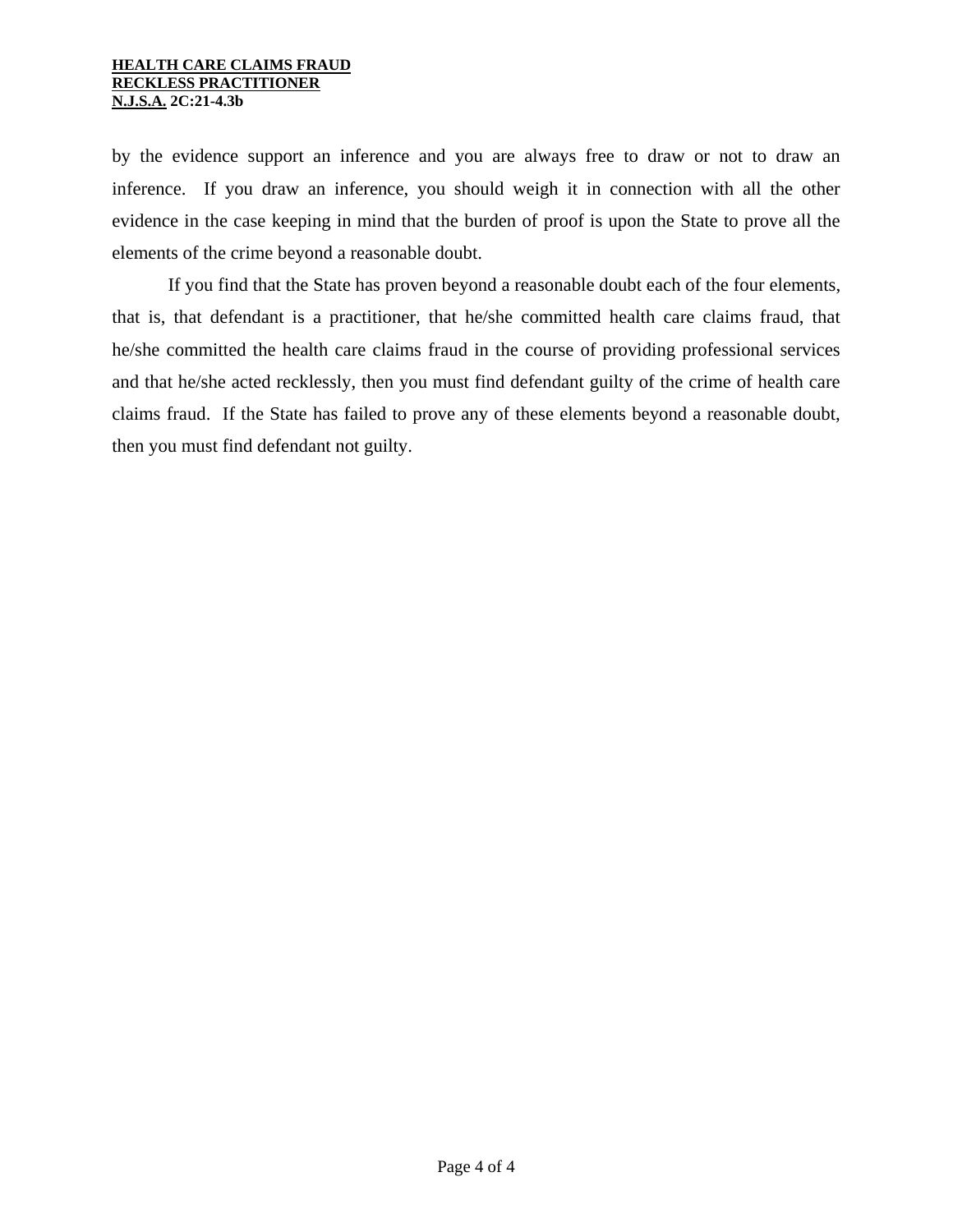by the evidence support an inference and you are always free to draw or not to draw an inference. If you draw an inference, you should weigh it in connection with all the other evidence in the case keeping in mind that the burden of proof is upon the State to prove all the elements of the crime beyond a reasonable doubt.

If you find that the State has proven beyond a reasonable doubt each of the four elements, that is, that defendant is a practitioner, that he/she committed health care claims fraud, that he/she committed the health care claims fraud in the course of providing professional services and that he/she acted recklessly, then you must find defendant guilty of the crime of health care claims fraud. If the State has failed to prove any of these elements beyond a reasonable doubt, then you must find defendant not guilty.